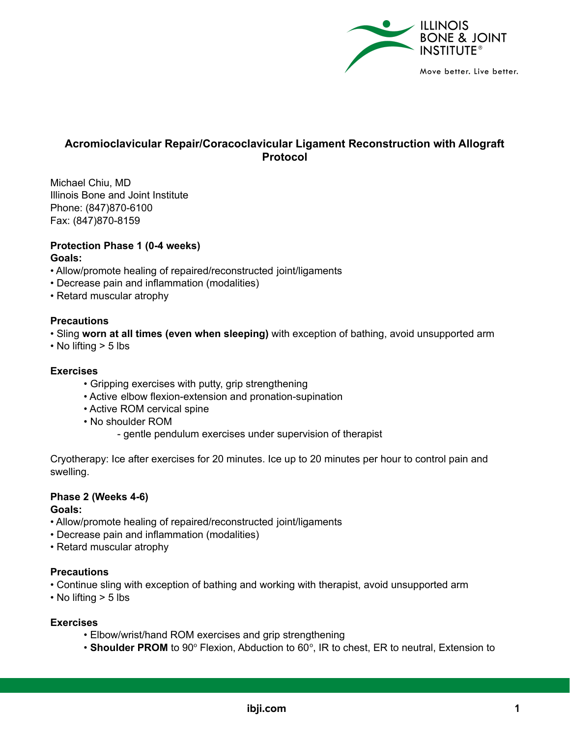# Acromioclavicular Repair/Coracoclavicular Ligament Reconstruction with Allograft Protocol

Michael Chiu, MD
Illinois Bone and Joint Institute
Phone: (847)870-6100
Fax: (847)870-8159

**Protection Phase 1 (0-4 weeks)**
**Goals:**
- Allow/promote healing of repaired/reconstructed joint/ligaments
- Decrease pain and inflammation (modalities)
- Retard muscular atrophy

**Precautions**
- Sling **worn at all times (even when sleeping)** with exception of bathing, avoid unsupported arm
- No lifting > 5 lbs

**Exercises**
- Gripping exercises with putty, grip strengthening
- Active elbow flexion-extension and pronation-supination
- Active ROM cervical spine
- No shoulder ROM
  - gentle pendulum exercises under supervision of therapist

Cryotherapy: Ice after exercises for 20 minutes. Ice up to 20 minutes per hour to control pain and swelling.

**Phase 2 (Weeks 4-6)**
**Goals:**
- Allow/promote healing of repaired/reconstructed joint/ligaments
- Decrease pain and inflammation (modalities)
- Retard muscular atrophy

**Precautions**
- Continue sling with exception of bathing and working with therapist, avoid unsupported arm
- No lifting > 5 lbs

**Exercises**
- Elbow/wrist/hand ROM exercises and grip strengthening
- **Shoulder PROM** to 90° Flexion, Abduction to 60°, IR to chest, ER to neutral, Extension to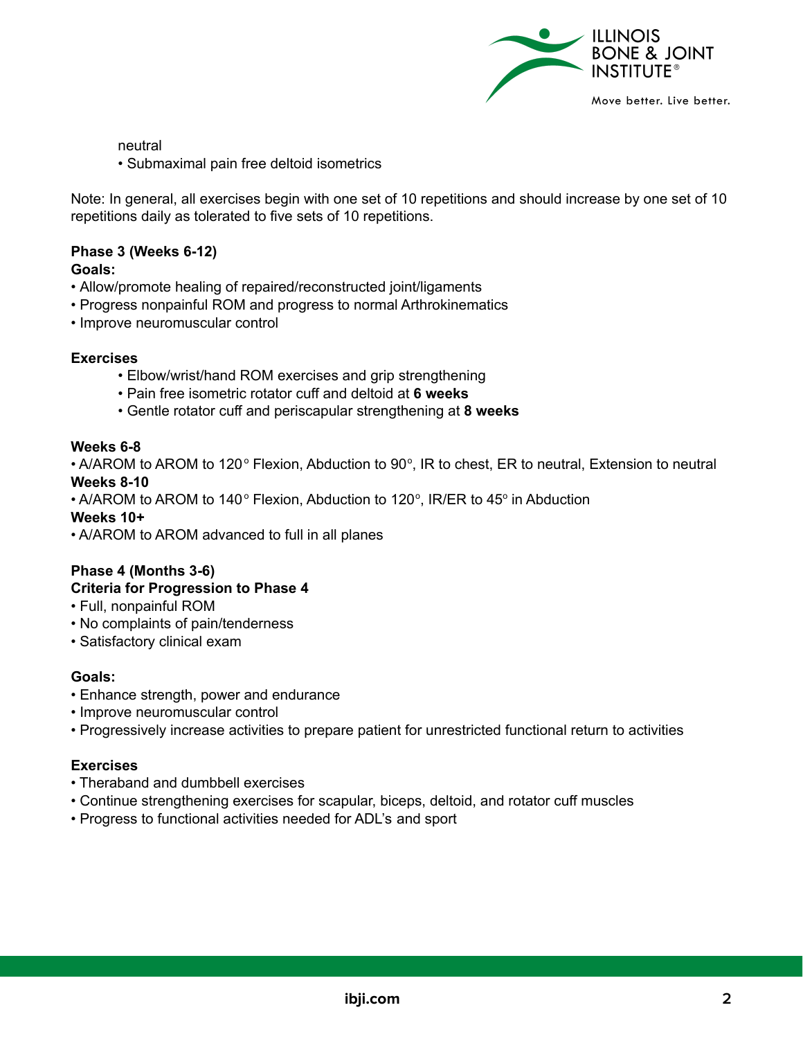neutral

- Submaximal pain free deltoid isometrics

Note: In general, all exercises begin with one set of 10 repetitions and should increase by one set of 10 repetitions daily as tolerated to five sets of 10 repetitions.

**Phase 3 (Weeks 6-12)**

**Goals:**

- Allow/promote healing of repaired/reconstructed joint/ligaments
- Progress nonpainful ROM and progress to normal Arthrokinematics
- Improve neuromuscular control

**Exercises**

- Elbow/wrist/hand ROM exercises and grip strengthening
- Pain free isometric rotator cuff and deltoid at **6 weeks**
- Gentle rotator cuff and periscapular strengthening at **8 weeks**

**Weeks 6-8**

- A/AROM to AROM to 120° Flexion, Abduction to 90°, IR to chest, ER to neutral, Extension to neutral

**Weeks 8-10**

- A/AROM to AROM to 140° Flexion, Abduction to 120°, IR/ER to 45° in Abduction

**Weeks 10+**

- A/AROM to AROM advanced to full in all planes

**Phase 4 (Months 3-6)**

**Criteria for Progression to Phase 4**

- Full, nonpainful ROM
- No complaints of pain/tenderness
- Satisfactory clinical exam

**Goals:**

- Enhance strength, power and endurance
- Improve neuromuscular control
- Progressively increase activities to prepare patient for unrestricted functional return to activities

**Exercises**

- Theraband and dumbbell exercises
- Continue strengthening exercises for scapular, biceps, deltoid, and rotator cuff muscles
- Progress to functional activities needed for ADL's and sport